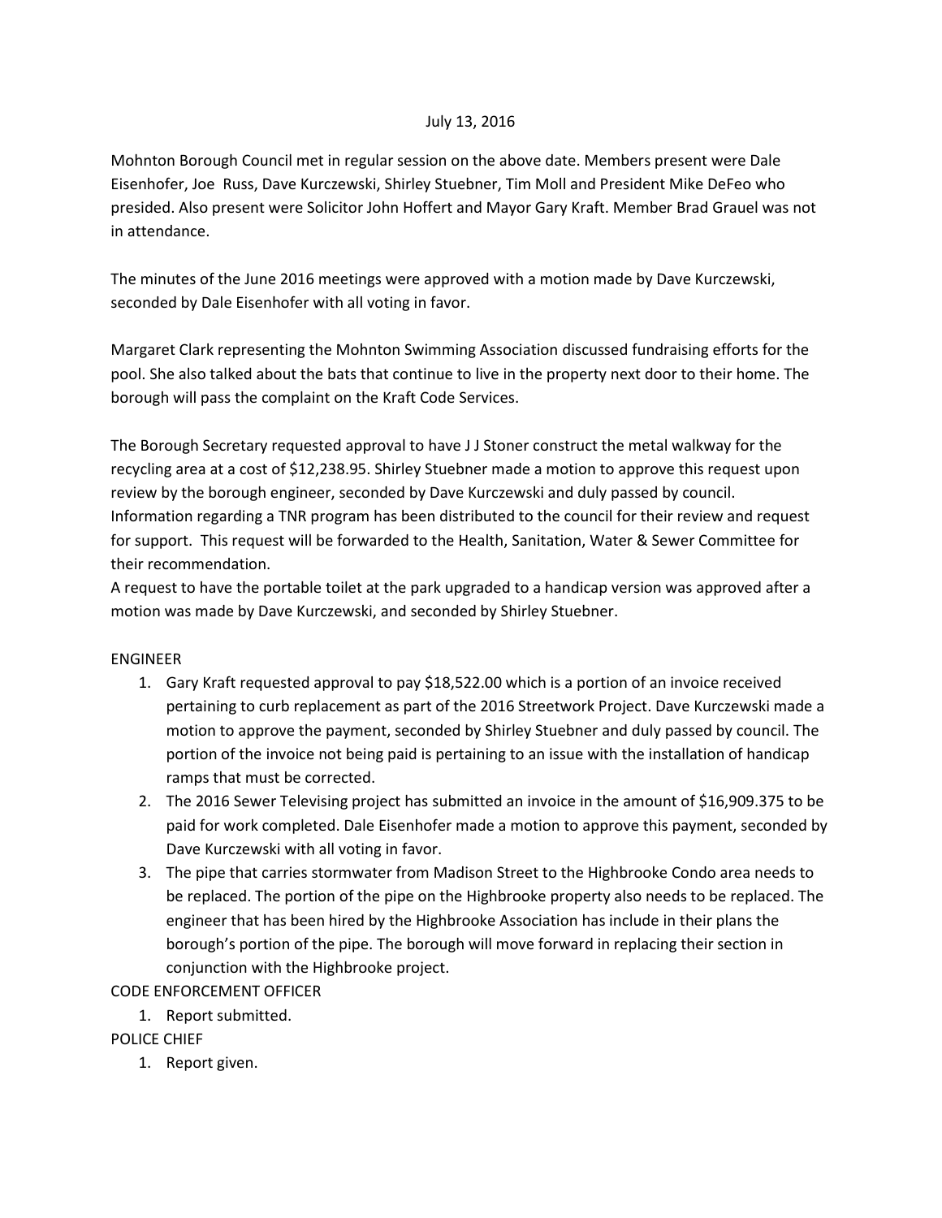July 13, 2016

Mohnton Borough Council met in regular session on the above date. Members present were Dale Eisenhofer, Joe Russ, Dave Kurczewski, Shirley Stuebner, Tim Moll and President Mike DeFeo who presided. Also present were Solicitor John Hoffert and Mayor Gary Kraft. Member Brad Grauel was not in attendance.

The minutes of the June 2016 meetings were approved with a motion made by Dave Kurczewski, seconded by Dale Eisenhofer with all voting in favor.

Margaret Clark representing the Mohnton Swimming Association discussed fundraising efforts for the pool. She also talked about the bats that continue to live in the property next door to their home. The borough will pass the complaint on the Kraft Code Services.

The Borough Secretary requested approval to have J J Stoner construct the metal walkway for the recycling area at a cost of $12,238.95. Shirley Stuebner made a motion to approve this request upon review by the borough engineer, seconded by Dave Kurczewski and duly passed by council. Information regarding a TNR program has been distributed to the council for their review and request for support. This request will be forwarded to the Health, Sanitation, Water & Sewer Committee for their recommendation.
A request to have the portable toilet at the park upgraded to a handicap version was approved after a motion was made by Dave Kurczewski, and seconded by Shirley Stuebner.

ENGINEER

1. Gary Kraft requested approval to pay $18,522.00 which is a portion of an invoice received pertaining to curb replacement as part of the 2016 Streetwork Project. Dave Kurczewski made a motion to approve the payment, seconded by Shirley Stuebner and duly passed by council. The portion of the invoice not being paid is pertaining to an issue with the installation of handicap ramps that must be corrected.
2. The 2016 Sewer Televising project has submitted an invoice in the amount of $16,909.375 to be paid for work completed. Dale Eisenhofer made a motion to approve this payment, seconded by Dave Kurczewski with all voting in favor.
3. The pipe that carries stormwater from Madison Street to the Highbrooke Condo area needs to be replaced. The portion of the pipe on the Highbrooke property also needs to be replaced. The engineer that has been hired by the Highbrooke Association has include in their plans the borough's portion of the pipe. The borough will move forward in replacing their section in conjunction with the Highbrooke project.

CODE ENFORCEMENT OFFICER

1. Report submitted.

POLICE CHIEF

1. Report given.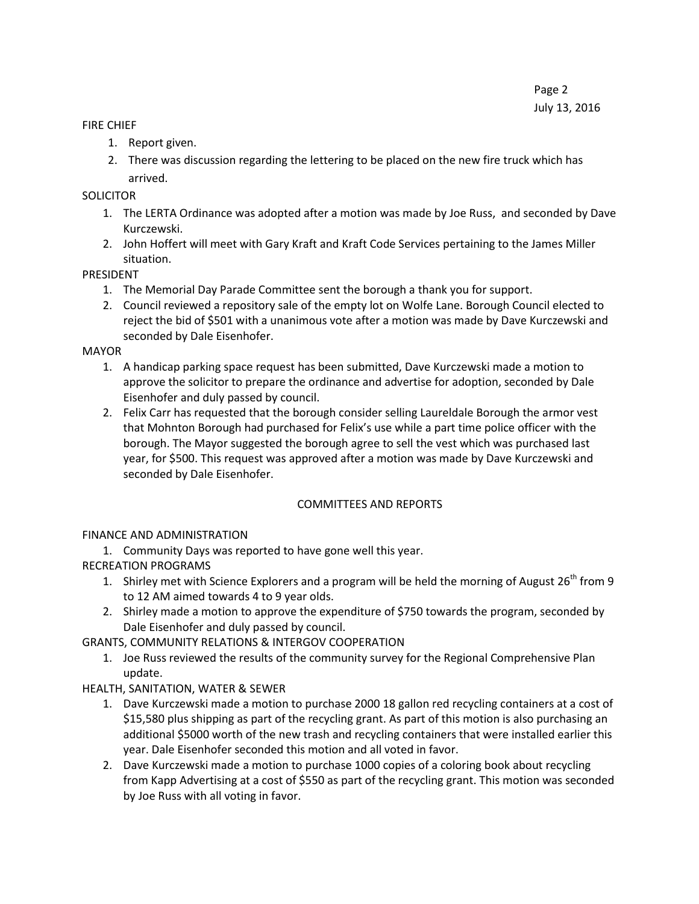FIRE CHIEF

1. Report given.
2. There was discussion regarding the lettering to be placed on the new fire truck which has arrived.

SOLICITOR

1. The LERTA Ordinance was adopted after a motion was made by Joe Russ, and seconded by Dave Kurczewski.
2. John Hoffert will meet with Gary Kraft and Kraft Code Services pertaining to the James Miller situation.

PRESIDENT

1. The Memorial Day Parade Committee sent the borough a thank you for support.
2. Council reviewed a repository sale of the empty lot on Wolfe Lane. Borough Council elected to reject the bid of $501 with a unanimous vote after a motion was made by Dave Kurczewski and seconded by Dale Eisenhofer.

MAYOR

1. A handicap parking space request has been submitted, Dave Kurczewski made a motion to approve the solicitor to prepare the ordinance and advertise for adoption, seconded by Dale Eisenhofer and duly passed by council.
2. Felix Carr has requested that the borough consider selling Laureldale Borough the armor vest that Mohnton Borough had purchased for Felix's use while a part time police officer with the borough. The Mayor suggested the borough agree to sell the vest which was purchased last year, for $500. This request was approved after a motion was made by Dave Kurczewski and seconded by Dale Eisenhofer.

## COMMITTEES AND REPORTS

FINANCE AND ADMINISTRATION

1. Community Days was reported to have gone well this year.

RECREATION PROGRAMS

1. Shirley met with Science Explorers and a program will be held the morning of August 26th from 9 to 12 AM aimed towards 4 to 9 year olds.
2. Shirley made a motion to approve the expenditure of $750 towards the program, seconded by Dale Eisenhofer and duly passed by council.

GRANTS, COMMUNITY RELATIONS & INTERGOV COOPERATION

1. Joe Russ reviewed the results of the community survey for the Regional Comprehensive Plan update.

HEALTH, SANITATION, WATER & SEWER

1. Dave Kurczewski made a motion to purchase 2000 18 gallon red recycling containers at a cost of $15,580 plus shipping as part of the recycling grant. As part of this motion is also purchasing an additional $5000 worth of the new trash and recycling containers that were installed earlier this year. Dale Eisenhofer seconded this motion and all voted in favor.
2. Dave Kurczewski made a motion to purchase 1000 copies of a coloring book about recycling from Kapp Advertising at a cost of $550 as part of the recycling grant. This motion was seconded by Joe Russ with all voting in favor.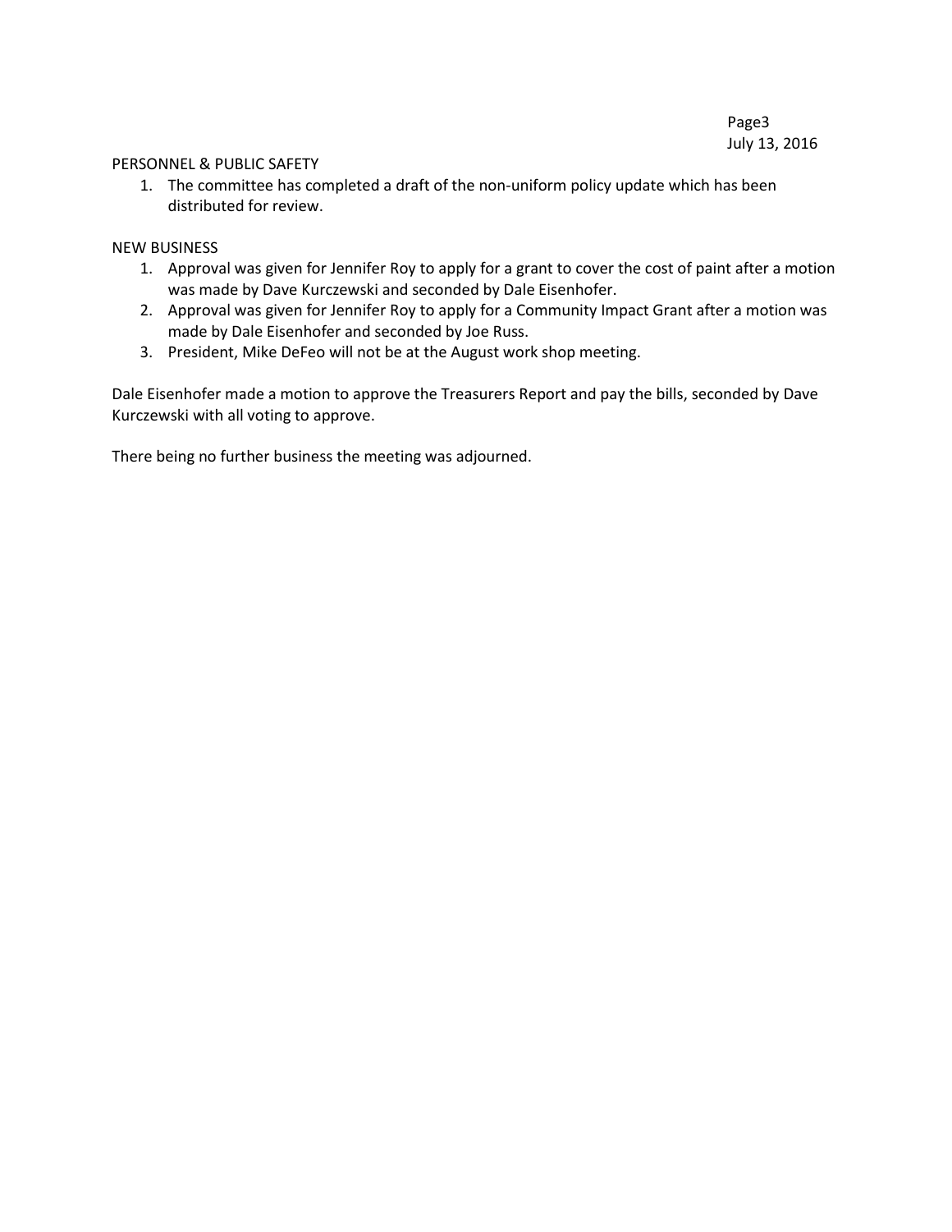PERSONNEL & PUBLIC SAFETY

1. The committee has completed a draft of the non-uniform policy update which has been distributed for review.

NEW BUSINESS

1. Approval was given for Jennifer Roy to apply for a grant to cover the cost of paint after a motion was made by Dave Kurczewski and seconded by Dale Eisenhofer.
2. Approval was given for Jennifer Roy to apply for a Community Impact Grant after a motion was made by Dale Eisenhofer and seconded by Joe Russ.
3. President, Mike DeFeo will not be at the August work shop meeting.

Dale Eisenhofer made a motion to approve the Treasurers Report and pay the bills, seconded by Dave Kurczewski with all voting to approve.

There being no further business the meeting was adjourned.